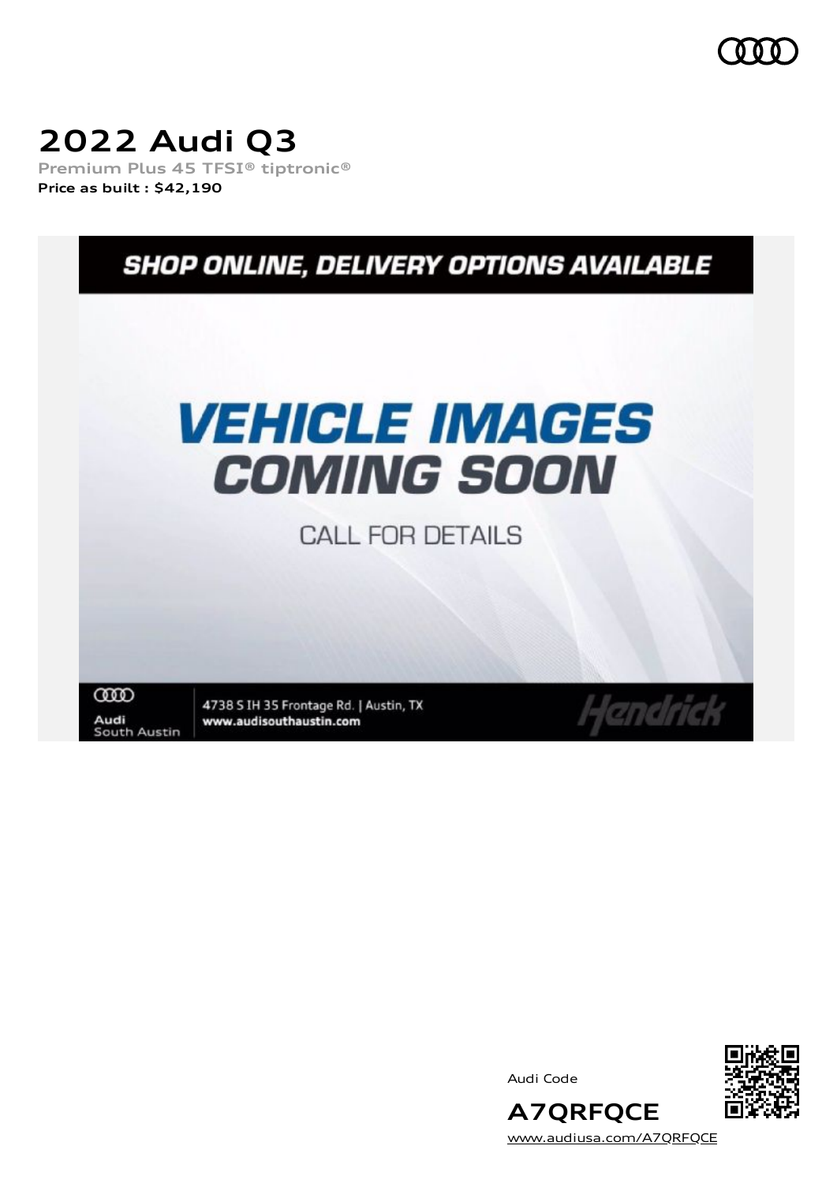# 2022 Audi Q3

**Premium Plus 45 TFSI® tiptronic®**

**Price as built : $42,190**

SHOP ONLINE, DELIVERY OPTIONS AVAILABLE

VEHICLE IMAGES COMING SOON

CALL FOR DETAILS

Audi South Austin

4738 S IH 35 Frontage Rd. | Austin, TX

www.audisouthaustin.com

Hendrick

Audi Code

**A7QRFQCE**

www.audiusa.com/A7QRFQCE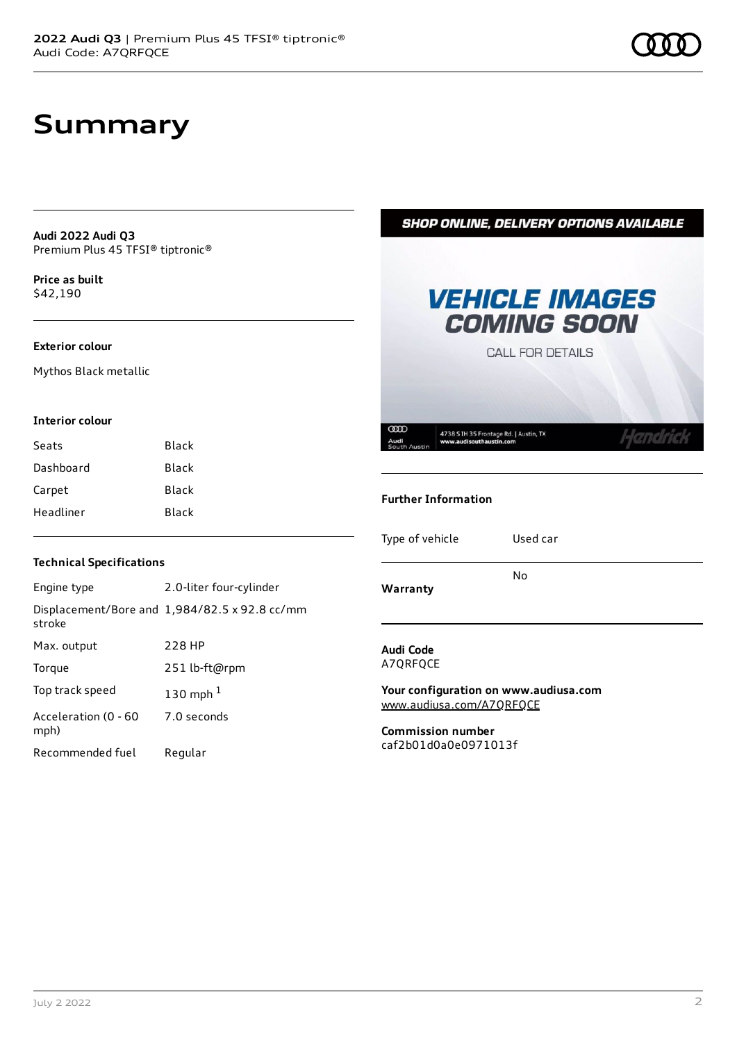# Summary

**Audi 2022 Audi Q3**
Premium Plus 45 TFSI® tiptronic®

**Price as built**
$42,190

### Exterior colour

Mythos Black metallic

### Interior colour

| | |
|---|---|
| Seats | Black |
| Dashboard | Black |
| Carpet | Black |
| Headliner | Black |

### Technical Specifications

| | |
|---|---|
| Engine type | 2.0-liter four-cylinder |
| Displacement/Bore and stroke | 1,984/82.5 x 92.8 cc/mm |
| Max. output | 228 HP |
| Torque | 251 lb-ft@rpm |
| Top track speed | 130 mph [1] |
| Acceleration (0 - 60 mph) | 7.0 seconds |
| Recommended fuel | Regular |

### Further Information

| | |
|---|---|
| Type of vehicle | Used car |
| Warranty | No |

**Audi Code**
A7QRFQCE

**Your configuration on www.audiusa.com**
www.audiusa.com/A7QRFQCE

**Commission number**
caf2b01d0a0e0971013f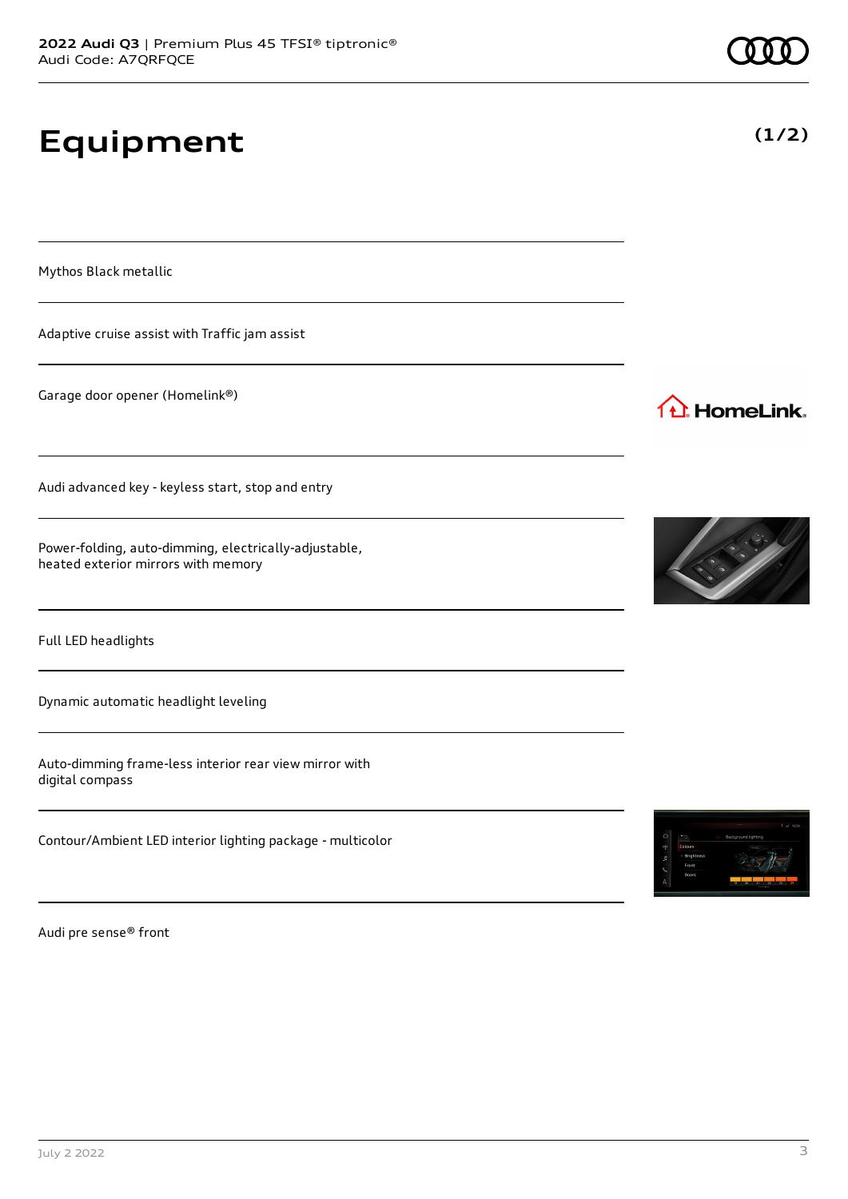# Equipment

**(1/2)**

Mythos Black metallic

Adaptive cruise assist with Traffic jam assist

Garage door opener (Homelink®)

Audi advanced key - keyless start, stop and entry

Power-folding, auto-dimming, electrically-adjustable, heated exterior mirrors with memory

Full LED headlights

Dynamic automatic headlight leveling

Auto-dimming frame-less interior rear view mirror with digital compass

Contour/Ambient LED interior lighting package - multicolor

Audi pre sense® front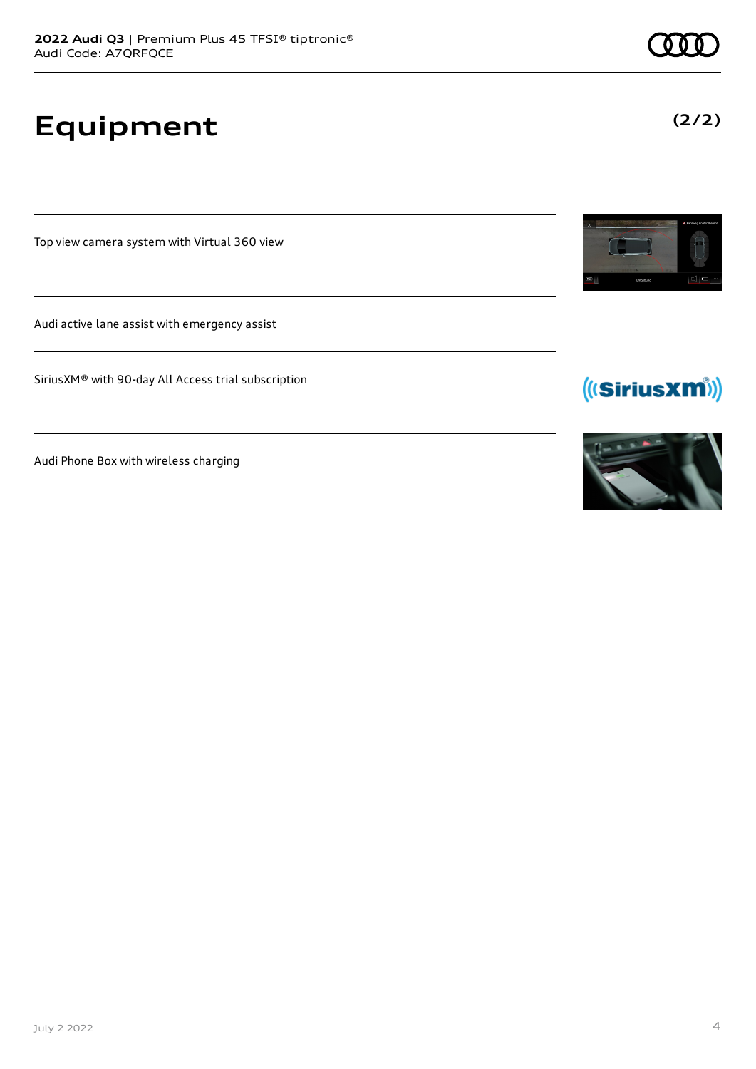# Equipment

**(2/2)**

Top view camera system with Virtual 360 view

Audi active lane assist with emergency assist

SiriusXM® with 90-day All Access trial subscription

Audi Phone Box with wireless charging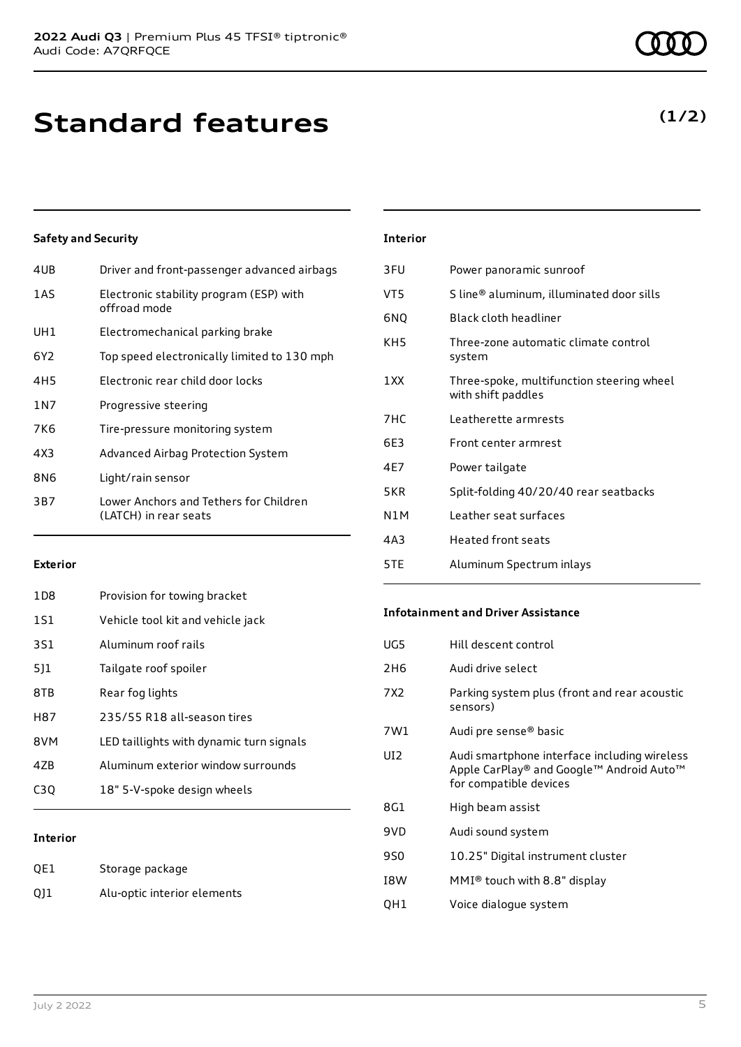# Standard features

**(1/2)**

### Safety and Security

| | |
|---|---|
| 4UB | Driver and front-passenger advanced airbags |
| 1AS | Electronic stability program (ESP) with offroad mode |
| UH1 | Electromechanical parking brake |
| 6Y2 | Top speed electronically limited to 130 mph |
| 4H5 | Electronic rear child door locks |
| 1N7 | Progressive steering |
| 7K6 | Tire-pressure monitoring system |
| 4X3 | Advanced Airbag Protection System |
| 8N6 | Light/rain sensor |
| 3B7 | Lower Anchors and Tethers for Children (LATCH) in rear seats |

### Exterior

| | |
|---|---|
| 1D8 | Provision for towing bracket |
| 1S1 | Vehicle tool kit and vehicle jack |
| 3S1 | Aluminum roof rails |
| 5J1 | Tailgate roof spoiler |
| 8TB | Rear fog lights |
| H87 | 235/55 R18 all-season tires |
| 8VM | LED taillights with dynamic turn signals |
| 4ZB | Aluminum exterior window surrounds |
| C3Q | 18" 5-V-spoke design wheels |

### Interior

| | |
|---|---|
| QE1 | Storage package |
| QJ1 | Alu-optic interior elements |
| 3FU | Power panoramic sunroof |
| VT5 | S line® aluminum, illuminated door sills |
| 6NQ | Black cloth headliner |
| KH5 | Three-zone automatic climate control system |
| 1XX | Three-spoke, multifunction steering wheel with shift paddles |
| 7HC | Leatherette armrests |
| 6E3 | Front center armrest |
| 4E7 | Power tailgate |
| 5KR | Split-folding 40/20/40 rear seatbacks |
| N1M | Leather seat surfaces |
| 4A3 | Heated front seats |
| 5TE | Aluminum Spectrum inlays |

### Infotainment and Driver Assistance

| | |
|---|---|
| UG5 | Hill descent control |
| 2H6 | Audi drive select |
| 7X2 | Parking system plus (front and rear acoustic sensors) |
| 7W1 | Audi pre sense® basic |
| UI2 | Audi smartphone interface including wireless Apple CarPlay® and Google™ Android Auto™ for compatible devices |
| 8G1 | High beam assist |
| 9VD | Audi sound system |
| 9S0 | 10.25" Digital instrument cluster |
| I8W | MMI® touch with 8.8" display |
| QH1 | Voice dialogue system |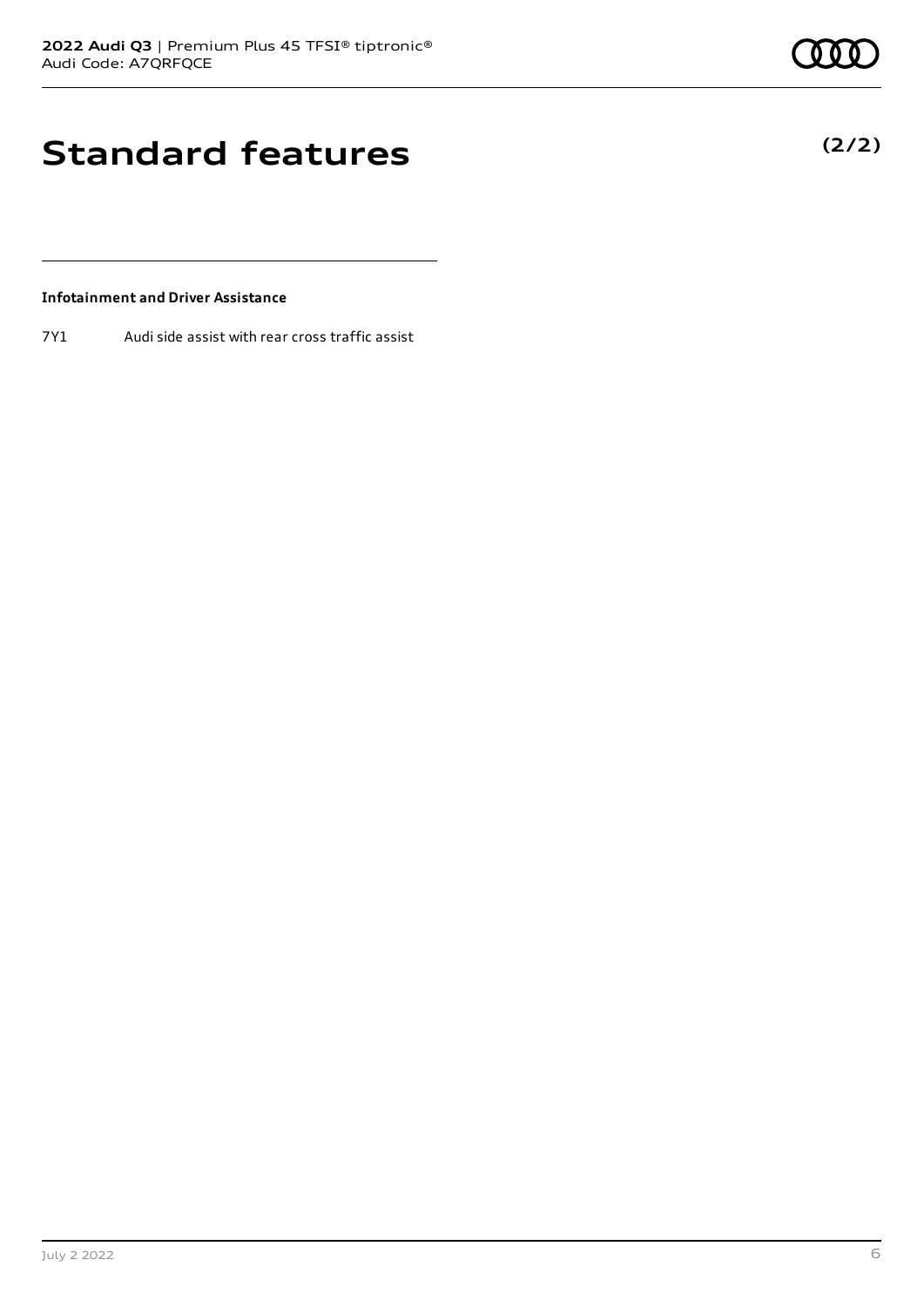# Standard features

**(2/2)**

### Infotainment and Driver Assistance

| | |
|---|---|
| 7Y1 | Audi side assist with rear cross traffic assist |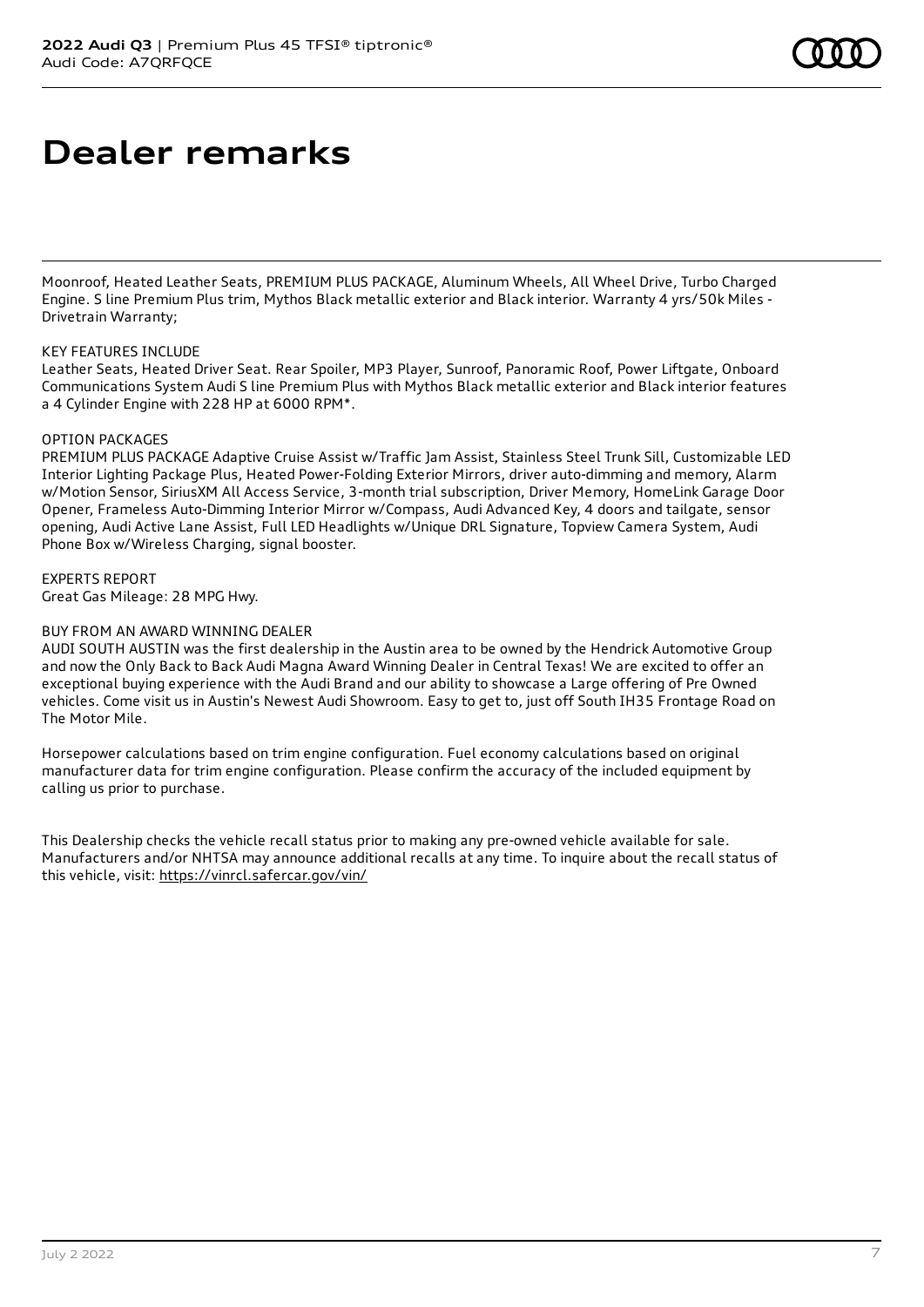# Dealer remarks

Moonroof, Heated Leather Seats, PREMIUM PLUS PACKAGE, Aluminum Wheels, All Wheel Drive, Turbo Charged Engine. S line Premium Plus trim, Mythos Black metallic exterior and Black interior. Warranty 4 yrs/50k Miles - Drivetrain Warranty;

KEY FEATURES INCLUDE
Leather Seats, Heated Driver Seat. Rear Spoiler, MP3 Player, Sunroof, Panoramic Roof, Power Liftgate, Onboard Communications System Audi S line Premium Plus with Mythos Black metallic exterior and Black interior features a 4 Cylinder Engine with 228 HP at 6000 RPM*.

OPTION PACKAGES
PREMIUM PLUS PACKAGE Adaptive Cruise Assist w/Traffic Jam Assist, Stainless Steel Trunk Sill, Customizable LED Interior Lighting Package Plus, Heated Power-Folding Exterior Mirrors, driver auto-dimming and memory, Alarm w/Motion Sensor, SiriusXM All Access Service, 3-month trial subscription, Driver Memory, HomeLink Garage Door Opener, Frameless Auto-Dimming Interior Mirror w/Compass, Audi Advanced Key, 4 doors and tailgate, sensor opening, Audi Active Lane Assist, Full LED Headlights w/Unique DRL Signature, Topview Camera System, Audi Phone Box w/Wireless Charging, signal booster.

EXPERTS REPORT
Great Gas Mileage: 28 MPG Hwy.

BUY FROM AN AWARD WINNING DEALER
AUDI SOUTH AUSTIN was the first dealership in the Austin area to be owned by the Hendrick Automotive Group and now the Only Back to Back Audi Magna Award Winning Dealer in Central Texas! We are excited to offer an exceptional buying experience with the Audi Brand and our ability to showcase a Large offering of Pre Owned vehicles. Come visit us in Austin's Newest Audi Showroom. Easy to get to, just off South IH35 Frontage Road on The Motor Mile.

Horsepower calculations based on trim engine configuration. Fuel economy calculations based on original manufacturer data for trim engine configuration. Please confirm the accuracy of the included equipment by calling us prior to purchase.

This Dealership checks the vehicle recall status prior to making any pre-owned vehicle available for sale. Manufacturers and/or NHTSA may announce additional recalls at any time. To inquire about the recall status of this vehicle, visit: https://vinrcl.safercar.gov/vin/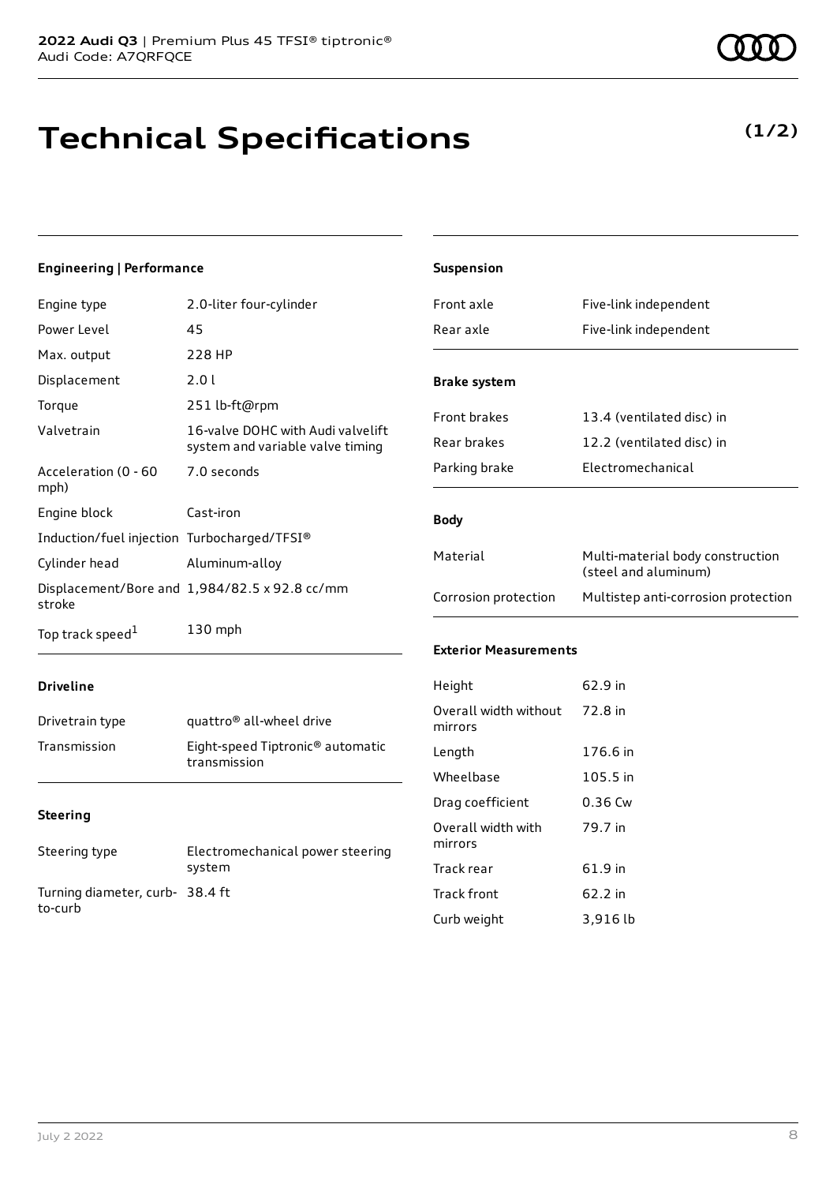# Technical Specifications

**(1/2)**

### Engineering | Performance

| | |
|---|---|
| Engine type | 2.0-liter four-cylinder |
| Power Level | 45 |
| Max. output | 228 HP |
| Displacement | 2.0 l |
| Torque | 251 lb-ft@rpm |
| Valvetrain | 16-valve DOHC with Audi valvelift system and variable valve timing |
| Acceleration (0 - 60 mph) | 7.0 seconds |
| Engine block | Cast-iron |
| Induction/fuel injection | Turbocharged/TFSI® |
| Cylinder head | Aluminum-alloy |
| Displacement/Bore and stroke | 1,984/82.5 x 92.8 cc/mm |
| Top track speed[1] | 130 mph |

### Driveline

| | |
|---|---|
| Drivetrain type | quattro® all-wheel drive |
| Transmission | Eight-speed Tiptronic® automatic transmission |

### Steering

| | |
|---|---|
| Steering type | Electromechanical power steering system |
| Turning diameter, curb-to-curb | 38.4 ft |

### Suspension

| | |
|---|---|
| Front axle | Five-link independent |
| Rear axle | Five-link independent |

### Brake system

| | |
|---|---|
| Front brakes | 13.4 (ventilated disc) in |
| Rear brakes | 12.2 (ventilated disc) in |
| Parking brake | Electromechanical |

### Body

| | |
|---|---|
| Material | Multi-material body construction (steel and aluminum) |
| Corrosion protection | Multistep anti-corrosion protection |

### Exterior Measurements

| | |
|---|---|
| Height | 62.9 in |
| Overall width without mirrors | 72.8 in |
| Length | 176.6 in |
| Wheelbase | 105.5 in |
| Drag coefficient | 0.36 Cw |
| Overall width with mirrors | 79.7 in |
| Track rear | 61.9 in |
| Track front | 62.2 in |
| Curb weight | 3,916 lb |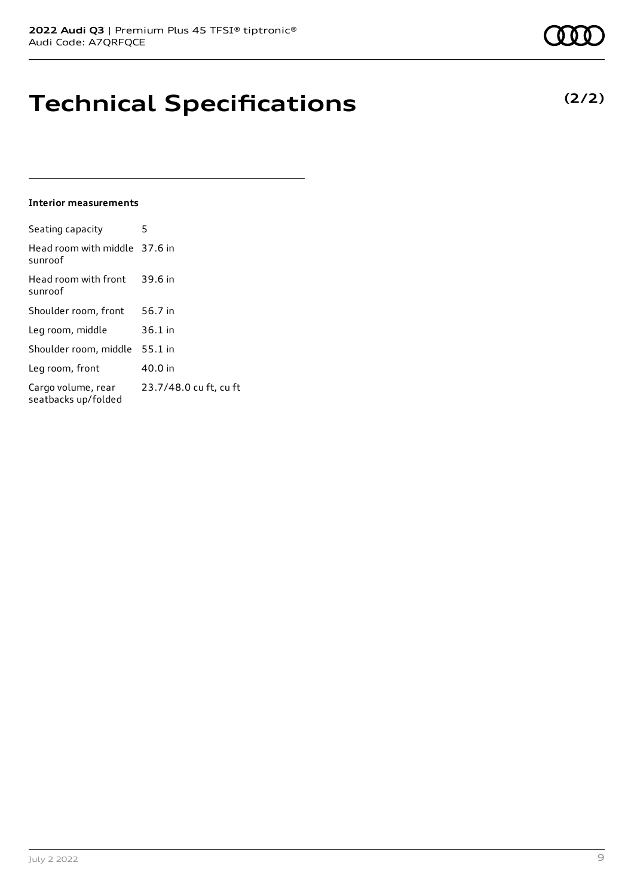# Technical Specifications

**(2/2)**

### Interior measurements

| | |
|---|---|
| Seating capacity | 5 |
| Head room with middle sunroof | 37.6 in |
| Head room with front sunroof | 39.6 in |
| Shoulder room, front | 56.7 in |
| Leg room, middle | 36.1 in |
| Shoulder room, middle | 55.1 in |
| Leg room, front | 40.0 in |
| Cargo volume, rear seatbacks up/folded | 23.7/48.0 cu ft, cu ft |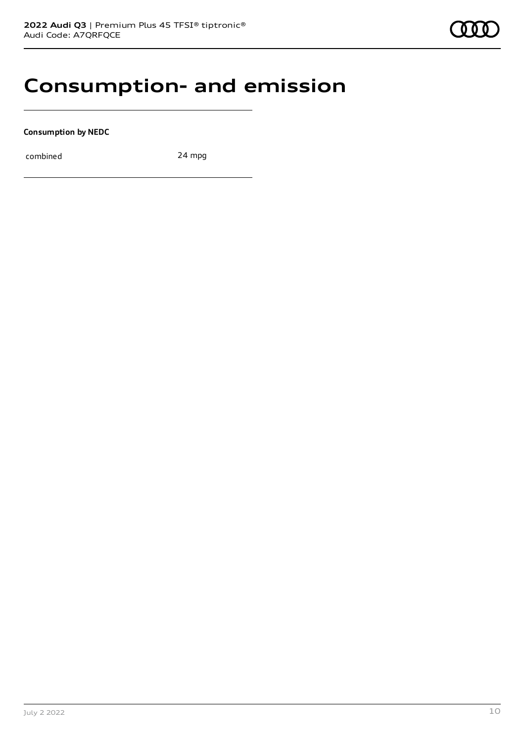# Consumption- and emission

**Consumption by NEDC**

| combined | 24 mpg |
|---|---|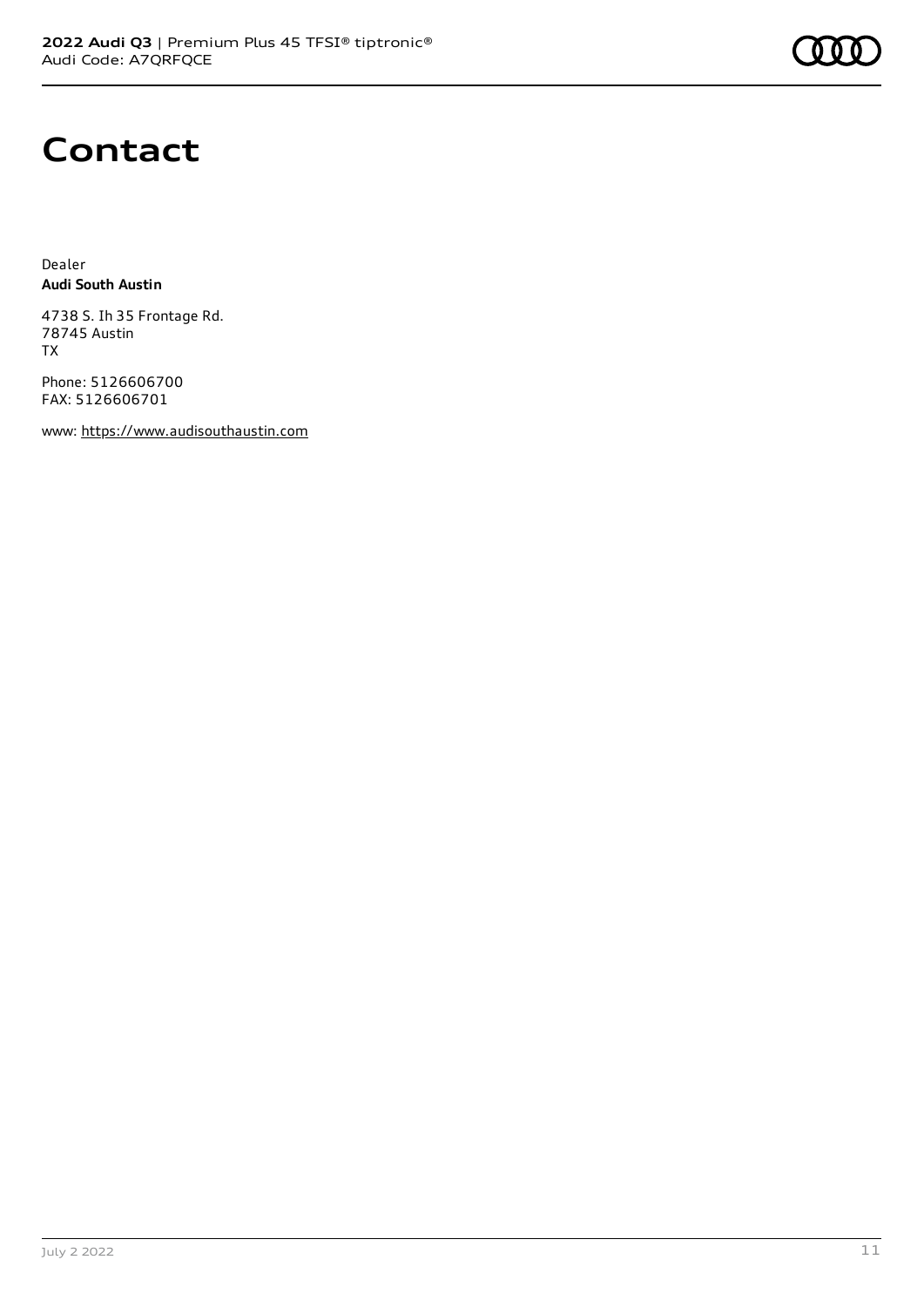# Contact

Dealer
**Audi South Austin**

4738 S. Ih 35 Frontage Rd.
78745 Austin
TX

Phone: 5126606700
FAX: 5126606701

www: https://www.audisouthaustin.com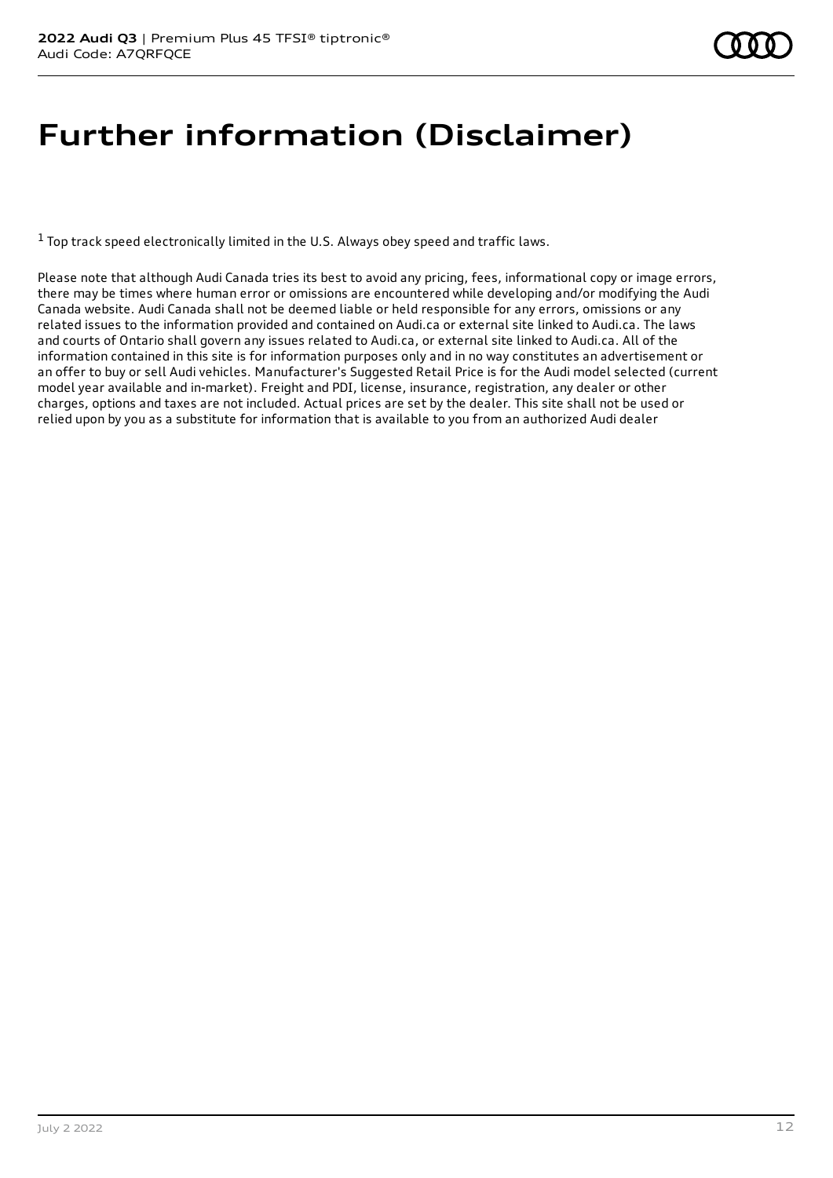# Further information (Disclaimer)

[1] Top track speed electronically limited in the U.S. Always obey speed and traffic laws.

Please note that although Audi Canada tries its best to avoid any pricing, fees, informational copy or image errors, there may be times where human error or omissions are encountered while developing and/or modifying the Audi Canada website. Audi Canada shall not be deemed liable or held responsible for any errors, omissions or any related issues to the information provided and contained on Audi.ca or external site linked to Audi.ca. The laws and courts of Ontario shall govern any issues related to Audi.ca, or external site linked to Audi.ca. All of the information contained in this site is for information purposes only and in no way constitutes an advertisement or an offer to buy or sell Audi vehicles. Manufacturer's Suggested Retail Price is for the Audi model selected (current model year available and in-market). Freight and PDI, license, insurance, registration, any dealer or other charges, options and taxes are not included. Actual prices are set by the dealer. This site shall not be used or relied upon by you as a substitute for information that is available to you from an authorized Audi dealer